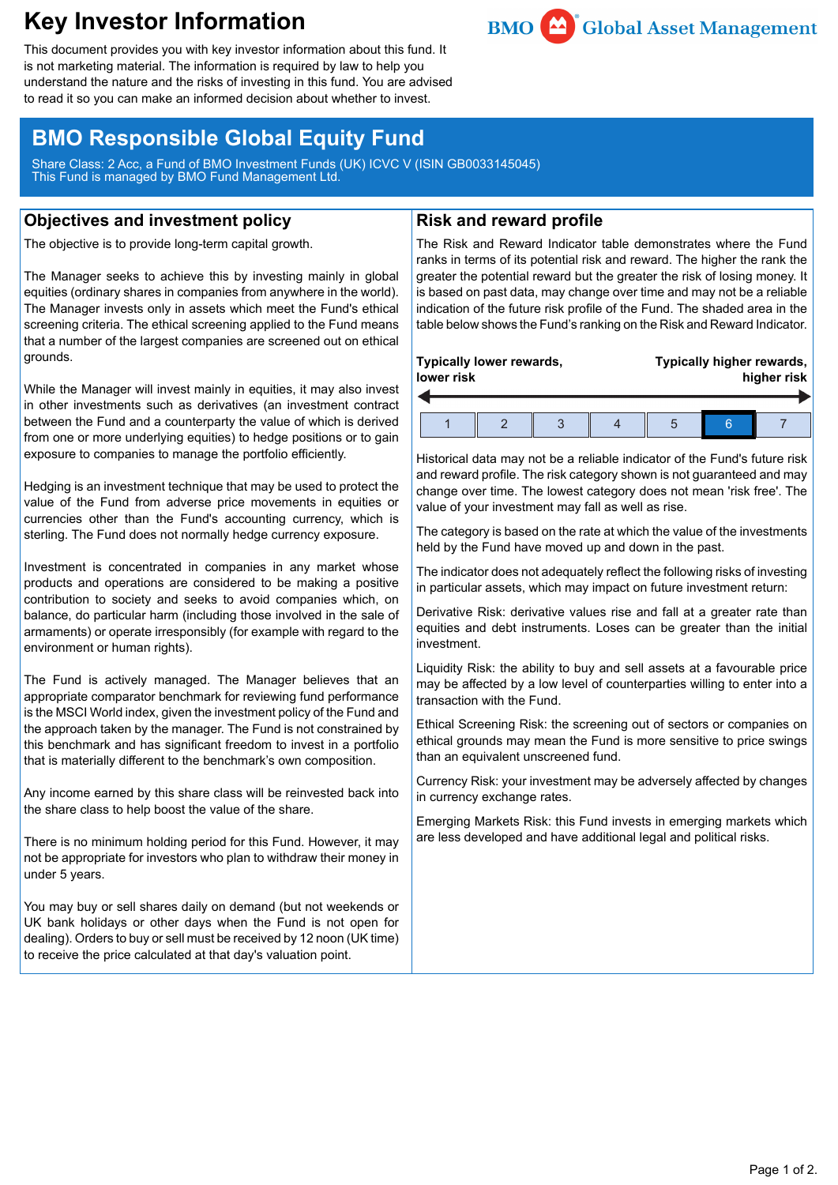# Key Investor Information

This document provides you with key investor information about this fund. It is not marketing material. The information is required by law to help you understand the nature and the risks of investing in this fund. You are advised to read it so you can make an informed decision about whether to invest.

BMO Global Asset Management

## BMO Responsible Global Equity Fund

Share Class: 2 Acc, a Fund of BMO Investment Funds (UK) ICVC V (ISIN GB0033145045)
This Fund is managed by BMO Fund Management Ltd.

## Objectives and investment policy

The objective is to provide long-term capital growth.

The Manager seeks to achieve this by investing mainly in global equities (ordinary shares in companies from anywhere in the world). The Manager invests only in assets which meet the Fund's ethical screening criteria. The ethical screening applied to the Fund means that a number of the largest companies are screened out on ethical grounds.

While the Manager will invest mainly in equities, it may also invest in other investments such as derivatives (an investment contract between the Fund and a counterparty the value of which is derived from one or more underlying equities) to hedge positions or to gain exposure to companies to manage the portfolio efficiently.

Hedging is an investment technique that may be used to protect the value of the Fund from adverse price movements in equities or currencies other than the Fund's accounting currency, which is sterling. The Fund does not normally hedge currency exposure.

Investment is concentrated in companies in any market whose products and operations are considered to be making a positive contribution to society and seeks to avoid companies which, on balance, do particular harm (including those involved in the sale of armaments) or operate irresponsibly (for example with regard to the environment or human rights).

The Fund is actively managed. The Manager believes that an appropriate comparator benchmark for reviewing fund performance is the MSCI World index, given the investment policy of the Fund and the approach taken by the manager. The Fund is not constrained by this benchmark and has significant freedom to invest in a portfolio that is materially different to the benchmark's own composition.

Any income earned by this share class will be reinvested back into the share class to help boost the value of the share.

There is no minimum holding period for this Fund. However, it may not be appropriate for investors who plan to withdraw their money in under 5 years.

You may buy or sell shares daily on demand (but not weekends or UK bank holidays or other days when the Fund is not open for dealing). Orders to buy or sell must be received by 12 noon (UK time) to receive the price calculated at that day's valuation point.

## Risk and reward profile

The Risk and Reward Indicator table demonstrates where the Fund ranks in terms of its potential risk and reward. The higher the rank the greater the potential reward but the greater the risk of losing money. It is based on past data, may change over time and may not be a reliable indication of the future risk profile of the Fund. The shaded area in the table below shows the Fund's ranking on the Risk and Reward Indicator.

**Typically lower rewards, lower risk** — **Typically higher rewards, higher risk**

| 1 | 2 | 3 | 4 | 5 | **6** | 7 |
|---|---|---|---|---|---|---|

Historical data may not be a reliable indicator of the Fund's future risk and reward profile. The risk category shown is not guaranteed and may change over time. The lowest category does not mean 'risk free'. The value of your investment may fall as well as rise.

The category is based on the rate at which the value of the investments held by the Fund have moved up and down in the past.

The indicator does not adequately reflect the following risks of investing in particular assets, which may impact on future investment return:

Derivative Risk: derivative values rise and fall at a greater rate than equities and debt instruments. Loses can be greater than the initial investment.

Liquidity Risk: the ability to buy and sell assets at a favourable price may be affected by a low level of counterparties willing to enter into a transaction with the Fund.

Ethical Screening Risk: the screening out of sectors or companies on ethical grounds may mean the Fund is more sensitive to price swings than an equivalent unscreened fund.

Currency Risk: your investment may be adversely affected by changes in currency exchange rates.

Emerging Markets Risk: this Fund invests in emerging markets which are less developed and have additional legal and political risks.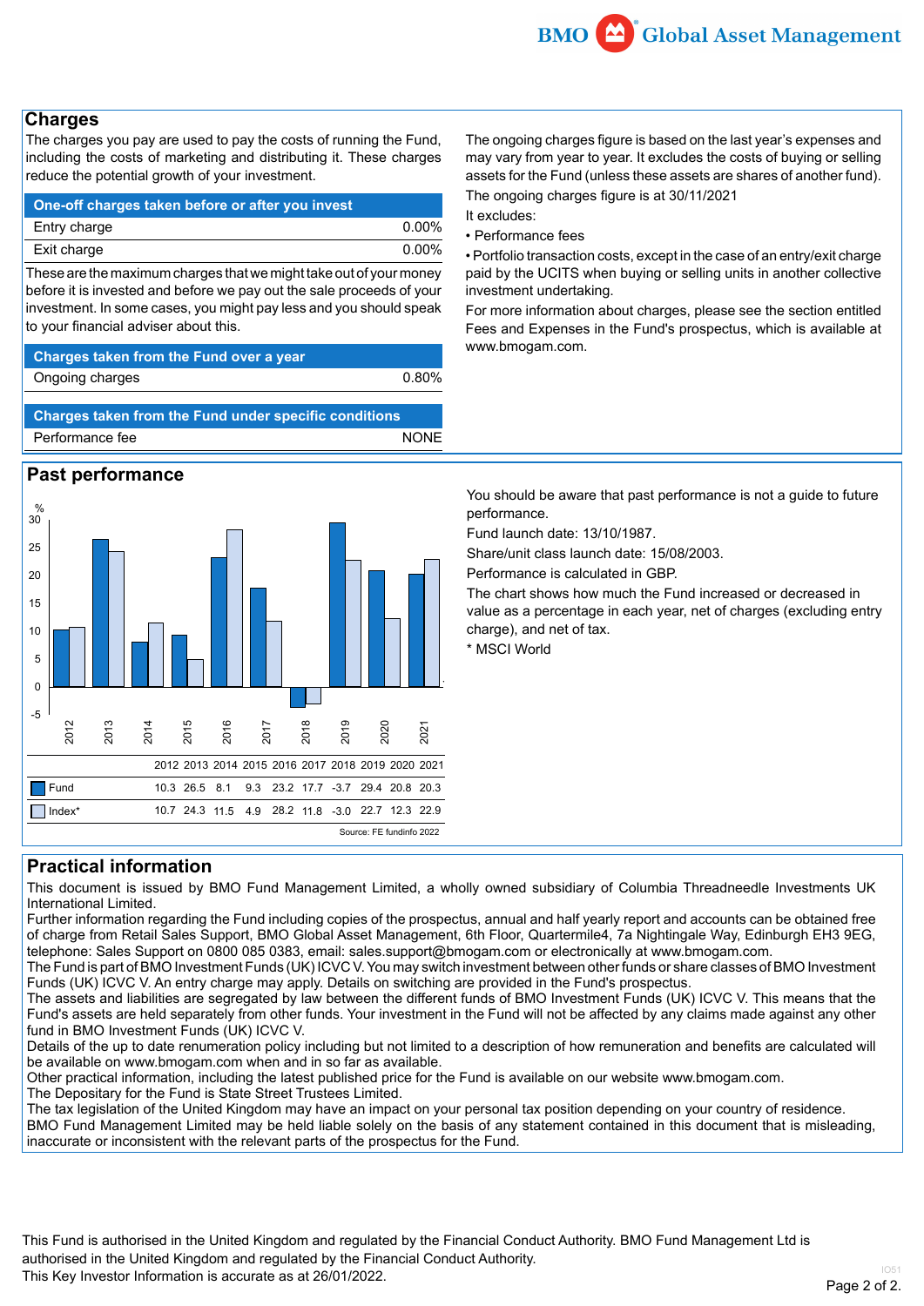## Charges

The charges you pay are used to pay the costs of running the Fund, including the costs of marketing and distributing it. These charges reduce the potential growth of your investment.

| One-off charges taken before or after you invest | |
|---|---|
| Entry charge | 0.00% |
| Exit charge | 0.00% |

These are the maximum charges that we might take out of your money before it is invested and before we pay out the sale proceeds of your investment. In some cases, you might pay less and you should speak to your financial adviser about this.

| Charges taken from the Fund over a year | |
|---|---|
| Ongoing charges | 0.80% |

| Charges taken from the Fund under specific conditions | |
|---|---|
| Performance fee | NONE |

The ongoing charges figure is based on the last year's expenses and may vary from year to year. It excludes the costs of buying or selling assets for the Fund (unless these assets are shares of another fund).

The ongoing charges figure is at 30/11/2021

It excludes:

- Performance fees
- Portfolio transaction costs, except in the case of an entry/exit charge paid by the UCITS when buying or selling units in another collective investment undertaking.

For more information about charges, please see the section entitled Fees and Expenses in the Fund's prospectus, which is available at www.bmogam.com.

## Past performance

%
30
25
20
15
10
5
0
-5
2012 2013 2014 2015 2016 2017 2018 2019 2020 2021

| | 2012 | 2013 | 2014 | 2015 | 2016 | 2017 | 2018 | 2019 | 2020 | 2021 |
|---|---|---|---|---|---|---|---|---|---|---|
| Fund | 10.3 | 26.5 | 8.1 | 9.3 | 23.2 | 17.7 | -3.7 | 29.4 | 20.8 | 20.3 |
| Index* | 10.7 | 24.3 | 11.5 | 4.9 | 28.2 | 11.8 | -3.0 | 22.7 | 12.3 | 22.9 |

Source: FE fundinfo 2022

You should be aware that past performance is not a guide to future performance.

Fund launch date: 13/10/1987.

Share/unit class launch date: 15/08/2003.

Performance is calculated in GBP.

The chart shows how much the Fund increased or decreased in value as a percentage in each year, net of charges (excluding entry charge), and net of tax.

\* MSCI World

## Practical information

This document is issued by BMO Fund Management Limited, a wholly owned subsidiary of Columbia Threadneedle Investments UK International Limited.

Further information regarding the Fund including copies of the prospectus, annual and half yearly report and accounts can be obtained free of charge from Retail Sales Support, BMO Global Asset Management, 6th Floor, Quartermile4, 7a Nightingale Way, Edinburgh EH3 9EG, telephone: Sales Support on 0800 085 0383, email: sales.support@bmogam.com or electronically at www.bmogam.com.

The Fund is part of BMO Investment Funds (UK) ICVC V. You may switch investment between other funds or share classes of BMO Investment Funds (UK) ICVC V. An entry charge may apply. Details on switching are provided in the Fund's prospectus.

The assets and liabilities are segregated by law between the different funds of BMO Investment Funds (UK) ICVC V. This means that the Fund's assets are held separately from other funds. Your investment in the Fund will not be affected by any claims made against any other fund in BMO Investment Funds (UK) ICVC V.

Details of the up to date renumeration policy including but not limited to a description of how remuneration and benefits are calculated will be available on www.bmogam.com when and in so far as available.

Other practical information, including the latest published price for the Fund is available on our website www.bmogam.com.

The Depositary for the Fund is State Street Trustees Limited.

The tax legislation of the United Kingdom may have an impact on your personal tax position depending on your country of residence.

BMO Fund Management Limited may be held liable solely on the basis of any statement contained in this document that is misleading, inaccurate or inconsistent with the relevant parts of the prospectus for the Fund.

This Fund is authorised in the United Kingdom and regulated by the Financial Conduct Authority. BMO Fund Management Ltd is authorised in the United Kingdom and regulated by the Financial Conduct Authority.

This Key Investor Information is accurate as at 26/01/2022.